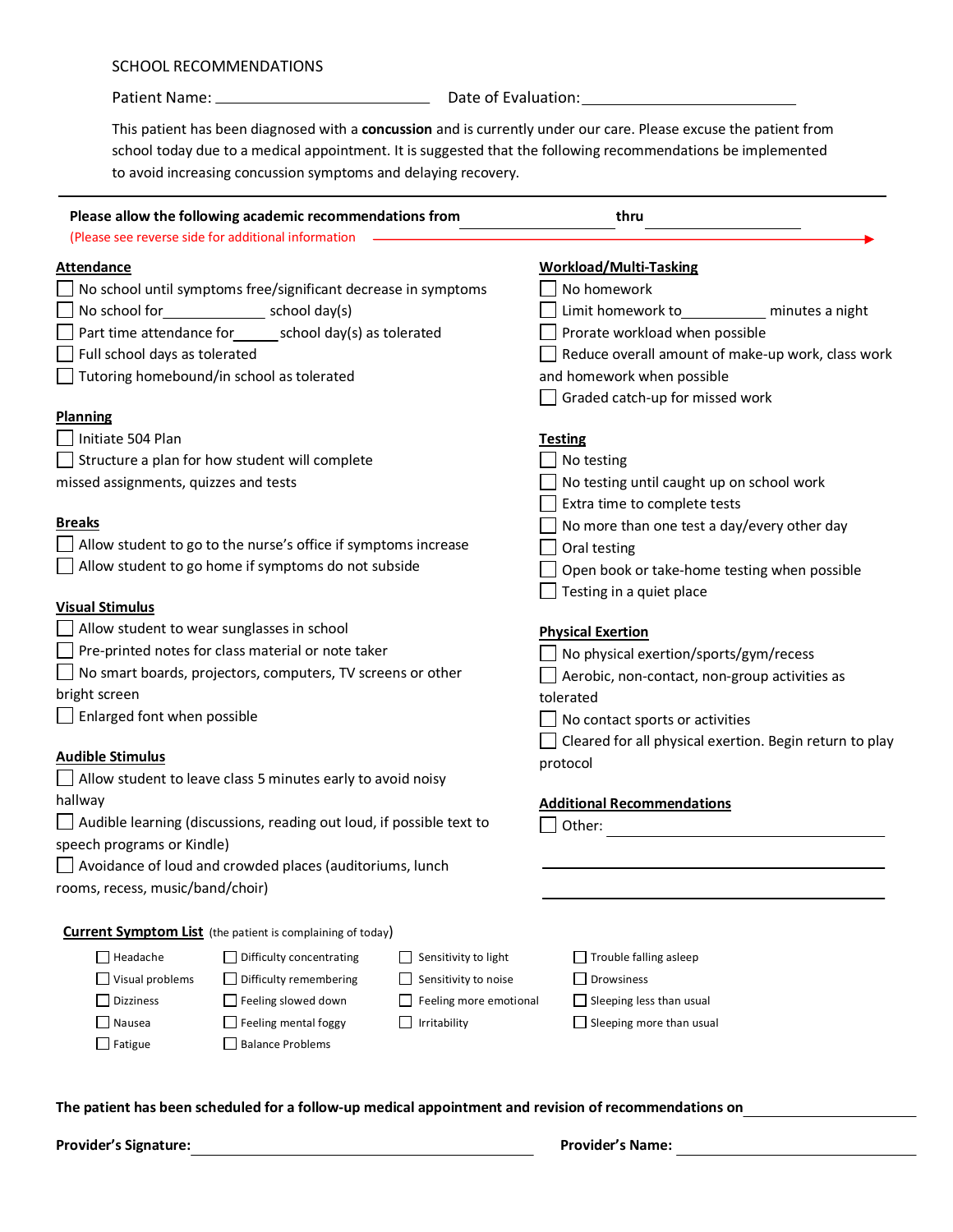# SCHOOL RECOMMENDATIONS

Patient Name: ______________________ Date of Evaluation: ______________________

This patient has been diagnosed with a **concussion** and is currently under our care. Please excuse the patient from school today due to a medical appointment. It is suggested that the following recommendations be implemented to avoid increasing concussion symptoms and delaying recovery.

---

**Please allow the following academic recommendations from** ______________ **thru** ______________

(Please see reverse side for additional information →)

## Attendance

- ☐ No school until symptoms free/significant decrease in symptoms
- ☐ No school for____________ school day(s)
- ☐ Part time attendance for_____ school day(s) as tolerated
- ☐ Full school days as tolerated
- ☐ Tutoring homebound/in school as tolerated

## Planning

- ☐ Initiate 504 Plan
- ☐ Structure a plan for how student will complete missed assignments, quizzes and tests

## Breaks

- ☐ Allow student to go to the nurse's office if symptoms increase
- ☐ Allow student to go home if symptoms do not subside

## Visual Stimulus

- ☐ Allow student to wear sunglasses in school
- ☐ Pre-printed notes for class material or note taker
- ☐ No smart boards, projectors, computers, TV screens or other bright screen
- ☐ Enlarged font when possible

## Audible Stimulus

- ☐ Allow student to leave class 5 minutes early to avoid noisy hallway
- ☐ Audible learning (discussions, reading out loud, if possible text to speech programs or Kindle)
- ☐ Avoidance of loud and crowded places (auditoriums, lunch rooms, recess, music/band/choir)

## Workload/Multi-Tasking

- ☐ No homework
- ☐ Limit homework to__________ minutes a night
- ☐ Prorate workload when possible
- ☐ Reduce overall amount of make-up work, class work and homework when possible
- ☐ Graded catch-up for missed work

## Testing

- ☐ No testing
- ☐ No testing until caught up on school work
- ☐ Extra time to complete tests
- ☐ No more than one test a day/every other day
- ☐ Oral testing
- ☐ Open book or take-home testing when possible
- ☐ Testing in a quiet place

## Physical Exertion

- ☐ No physical exertion/sports/gym/recess
- ☐ Aerobic, non-contact, non-group activities as tolerated
- ☐ No contact sports or activities
- ☐ Cleared for all physical exertion. Begin return to play protocol

## Additional Recommendations

- ☐ Other: ______________________________

______________________________

______________________________

## Current Symptom List (the patient is complaining of today)

| | | | |
|---|---|---|---|
| ☐ Headache | ☐ Difficulty concentrating | ☐ Sensitivity to light | ☐ Trouble falling asleep |
| ☐ Visual problems | ☐ Difficulty remembering | ☐ Sensitivity to noise | ☐ Drowsiness |
| ☐ Dizziness | ☐ Feeling slowed down | ☐ Feeling more emotional | ☐ Sleeping less than usual |
| ☐ Nausea | ☐ Feeling mental foggy | ☐ Irritability | ☐ Sleeping more than usual |
| ☐ Fatigue | ☐ Balance Problems | | |

**The patient has been scheduled for a follow-up medical appointment and revision of recommendations on** ______________

**Provider's Signature:** ______________________ **Provider's Name:** ______________________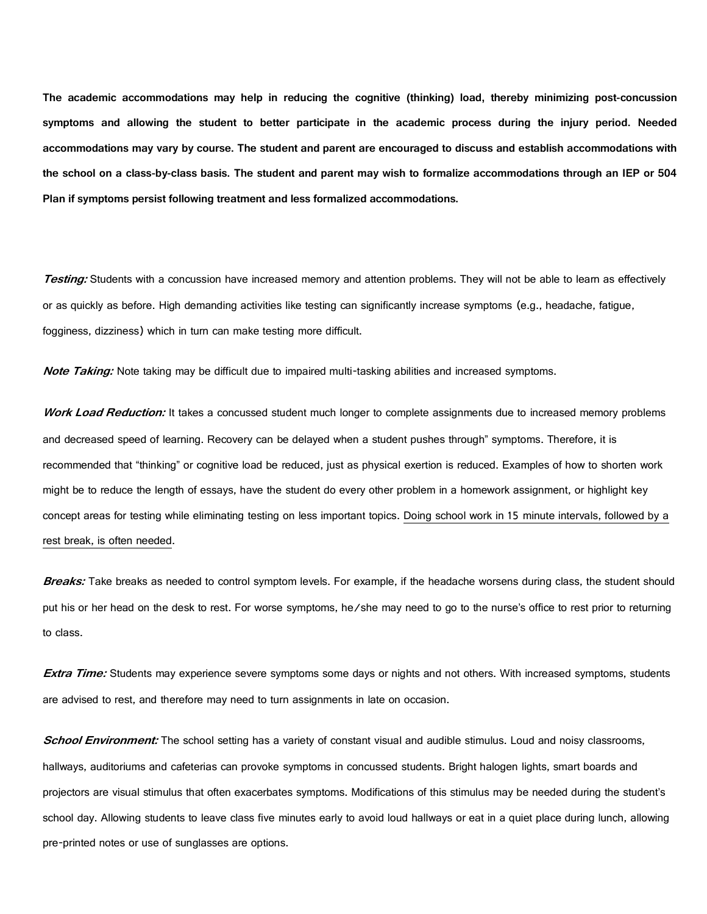**The academic accommodations may help in reducing the cognitive (thinking) load, thereby minimizing post-concussion symptoms and allowing the student to better participate in the academic process during the injury period. Needed accommodations may vary by course. The student and parent are encouraged to discuss and establish accommodations with the school on a class-by-class basis. The student and parent may wish to formalize accommodations through an IEP or 504 Plan if symptoms persist following treatment and less formalized accommodations.**

***Testing:*** Students with a concussion have increased memory and attention problems. They will not be able to learn as effectively or as quickly as before. High demanding activities like testing can significantly increase symptoms (e.g., headache, fatigue, fogginess, dizziness) which in turn can make testing more difficult.

***Note Taking:*** Note taking may be difficult due to impaired multi-tasking abilities and increased symptoms.

***Work Load Reduction:*** It takes a concussed student much longer to complete assignments due to increased memory problems and decreased speed of learning. Recovery can be delayed when a student pushes through" symptoms. Therefore, it is recommended that "thinking" or cognitive load be reduced, just as physical exertion is reduced. Examples of how to shorten work might be to reduce the length of essays, have the student do every other problem in a homework assignment, or highlight key concept areas for testing while eliminating testing on less important topics. <u>Doing school work in 15 minute intervals, followed by a rest break, is often needed</u>.

***Breaks:*** Take breaks as needed to control symptom levels. For example, if the headache worsens during class, the student should put his or her head on the desk to rest. For worse symptoms, he/she may need to go to the nurse's office to rest prior to returning to class.

***Extra Time:*** Students may experience severe symptoms some days or nights and not others. With increased symptoms, students are advised to rest, and therefore may need to turn assignments in late on occasion.

***School Environment:*** The school setting has a variety of constant visual and audible stimulus. Loud and noisy classrooms, hallways, auditoriums and cafeterias can provoke symptoms in concussed students. Bright halogen lights, smart boards and projectors are visual stimulus that often exacerbates symptoms. Modifications of this stimulus may be needed during the student's school day. Allowing students to leave class five minutes early to avoid loud hallways or eat in a quiet place during lunch, allowing pre-printed notes or use of sunglasses are options.